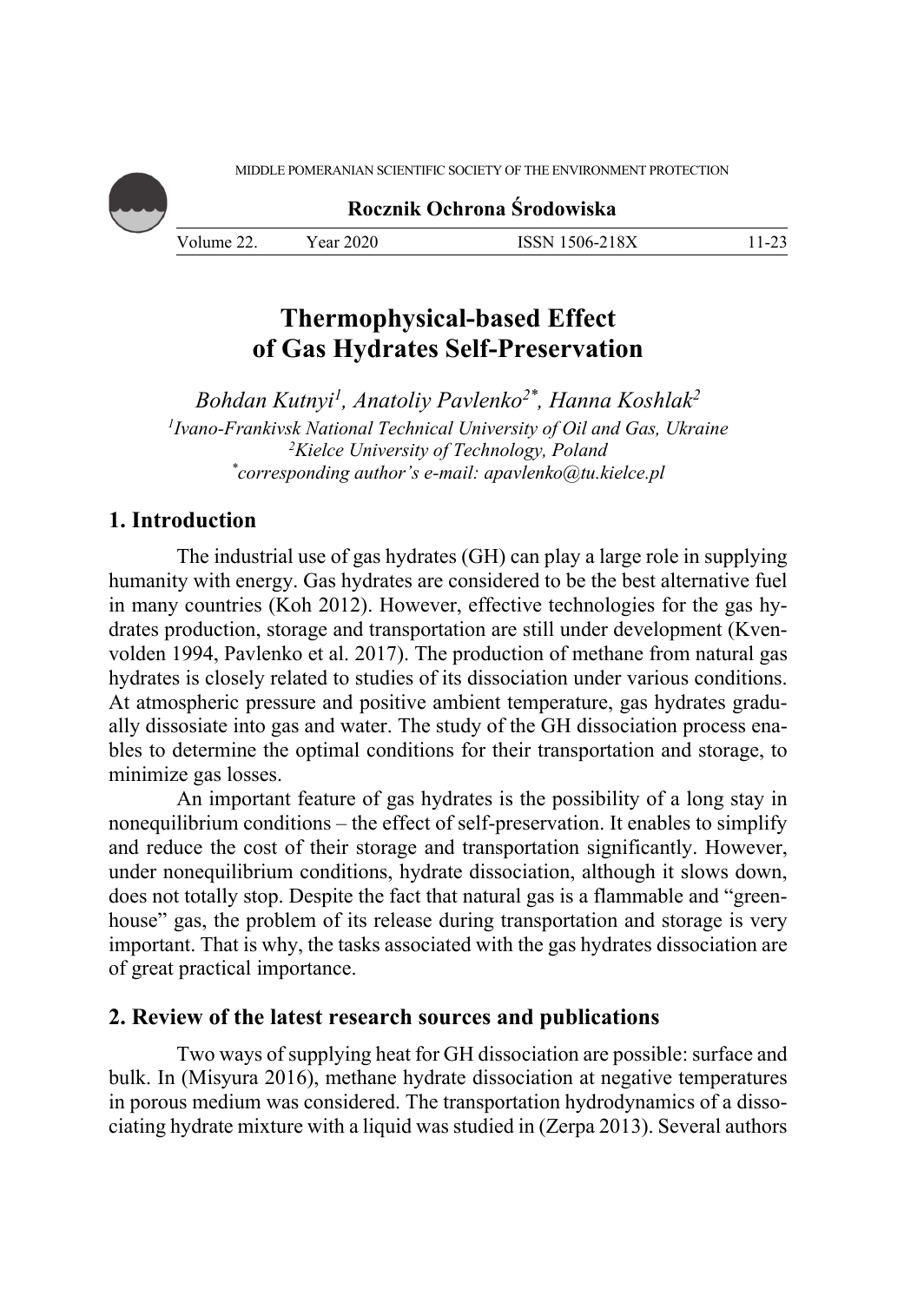# Thermophysical-based Effect of Gas Hydrates Self-Preservation

*Bohdan Kutnyi[1], Anatoliy Pavlenko[2*], Hanna Koshlak[2]*

[1]*Ivano-Frankivsk National Technical University of Oil and Gas, Ukraine*
[2]*Kielce University of Technology, Poland*
[*]*corresponding author's e-mail: apavlenko@tu.kielce.pl*

## 1. Introduction

The industrial use of gas hydrates (GH) can play a large role in supplying humanity with energy. Gas hydrates are considered to be the best alternative fuel in many countries (Koh 2012). However, effective technologies for the gas hydrates production, storage and transportation are still under development (Kvenvolden 1994, Pavlenko et al. 2017). The production of methane from natural gas hydrates is closely related to studies of its dissociation under various conditions. At atmospheric pressure and positive ambient temperature, gas hydrates gradually dissociate into gas and water. The study of the GH dissociation process enables to determine the optimal conditions for their transportation and storage, to minimize gas losses.

An important feature of gas hydrates is the possibility of a long stay in nonequilibrium conditions – the effect of self-preservation. It enables to simplify and reduce the cost of their storage and transportation significantly. However, under nonequilibrium conditions, hydrate dissociation, although it slows down, does not totally stop. Despite the fact that natural gas is a flammable and "greenhouse" gas, the problem of its release during transportation and storage is very important. That is why, the tasks associated with the gas hydrates dissociation are of great practical importance.

## 2. Review of the latest research sources and publications

Two ways of supplying heat for GH dissociation are possible: surface and bulk. In (Misyura 2016), methane hydrate dissociation at negative temperatures in porous medium was considered. The transportation hydrodynamics of a dissociating hydrate mixture with a liquid was studied in (Zerpa 2013). Several authors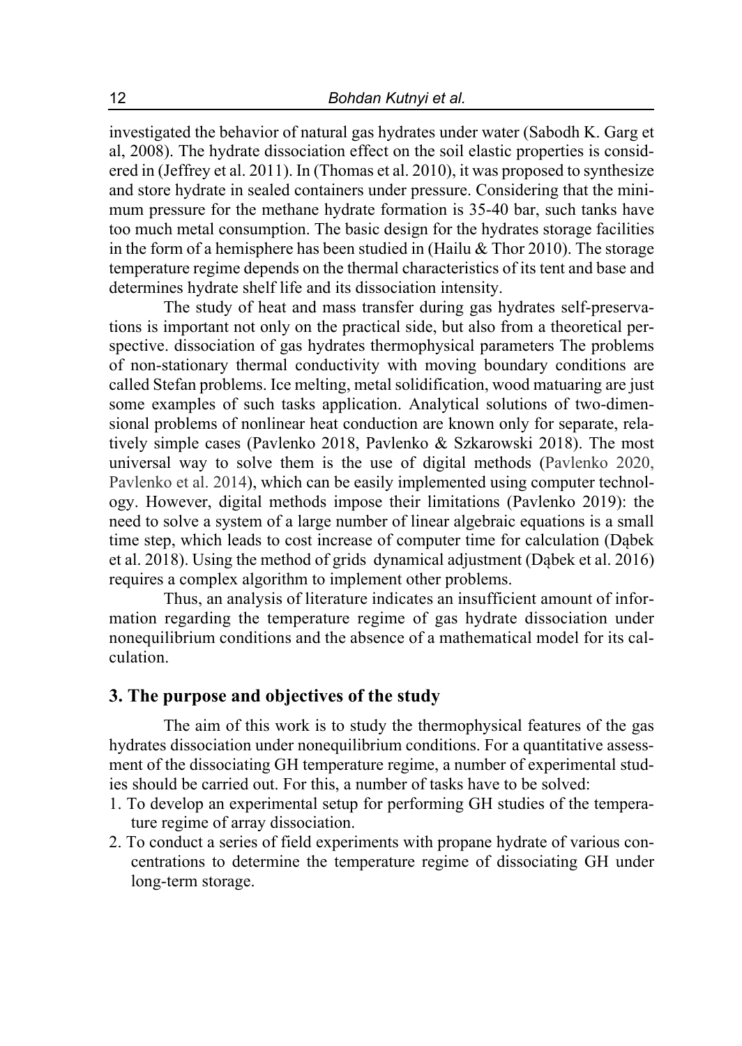investigated the behavior of natural gas hydrates under water (Sabodh K. Garg et al, 2008). The hydrate dissociation effect on the soil elastic properties is considered in (Jeffrey et al. 2011). In (Thomas et al. 2010), it was proposed to synthesize and store hydrate in sealed containers under pressure. Considering that the minimum pressure for the methane hydrate formation is 35-40 bar, such tanks have too much metal consumption. The basic design for the hydrates storage facilities in the form of a hemisphere has been studied in (Hailu & Thor 2010). The storage temperature regime depends on the thermal characteristics of its tent and base and determines hydrate shelf life and its dissociation intensity.

The study of heat and mass transfer during gas hydrates self-preservations is important not only on the practical side, but also from a theoretical perspective. dissociation of gas hydrates thermophysical parameters The problems of non-stationary thermal conductivity with moving boundary conditions are called Stefan problems. Ice melting, metal solidification, wood matuaring are just some examples of such tasks application. Analytical solutions of two-dimensional problems of nonlinear heat conduction are known only for separate, relatively simple cases (Pavlenko 2018, Pavlenko & Szkarowski 2018). The most universal way to solve them is the use of digital methods (Pavlenko 2020, Pavlenko et al. 2014), which can be easily implemented using computer technology. However, digital methods impose their limitations (Pavlenko 2019): the need to solve a system of a large number of linear algebraic equations is a small time step, which leads to cost increase of computer time for calculation (Dąbek et al. 2018). Using the method of grids dynamical adjustment (Dąbek et al. 2016) requires a complex algorithm to implement other problems.

Thus, an analysis of literature indicates an insufficient amount of information regarding the temperature regime of gas hydrate dissociation under nonequilibrium conditions and the absence of a mathematical model for its calculation.

## 3. The purpose and objectives of the study

The aim of this work is to study the thermophysical features of the gas hydrates dissociation under nonequilibrium conditions. For a quantitative assessment of the dissociating GH temperature regime, a number of experimental studies should be carried out. For this, a number of tasks have to be solved:

1. To develop an experimental setup for performing GH studies of the temperature regime of array dissociation.
2. To conduct a series of field experiments with propane hydrate of various concentrations to determine the temperature regime of dissociating GH under long-term storage.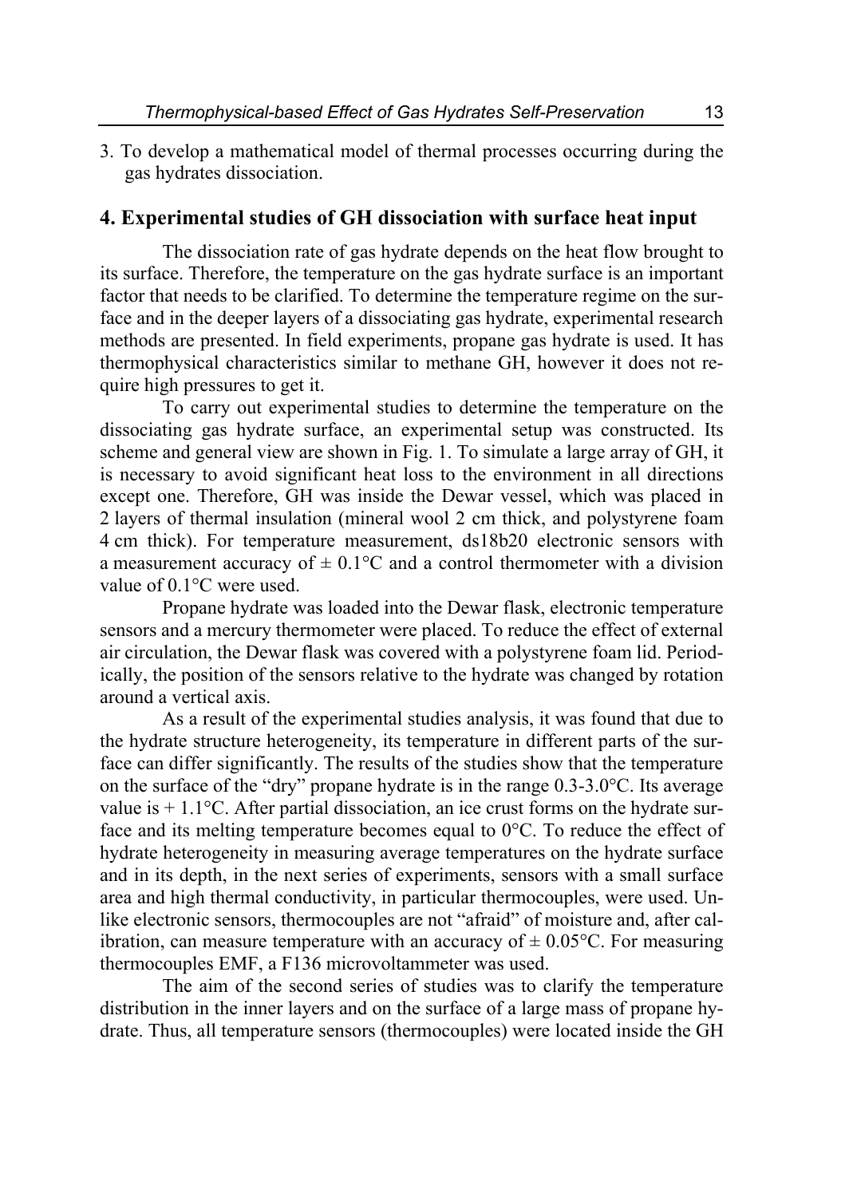3. To develop a mathematical model of thermal processes occurring during the gas hydrates dissociation.

## 4. Experimental studies of GH dissociation with surface heat input

The dissociation rate of gas hydrate depends on the heat flow brought to its surface. Therefore, the temperature on the gas hydrate surface is an important factor that needs to be clarified. To determine the temperature regime on the surface and in the deeper layers of a dissociating gas hydrate, experimental research methods are presented. In field experiments, propane gas hydrate is used. It has thermophysical characteristics similar to methane GH, however it does not require high pressures to get it.

To carry out experimental studies to determine the temperature on the dissociating gas hydrate surface, an experimental setup was constructed. Its scheme and general view are shown in Fig. 1. To simulate a large array of GH, it is necessary to avoid significant heat loss to the environment in all directions except one. Therefore, GH was inside the Dewar vessel, which was placed in 2 layers of thermal insulation (mineral wool 2 cm thick, and polystyrene foam 4 cm thick). For temperature measurement, ds18b20 electronic sensors with a measurement accuracy of ± 0.1°C and a control thermometer with a division value of 0.1°C were used.

Propane hydrate was loaded into the Dewar flask, electronic temperature sensors and a mercury thermometer were placed. To reduce the effect of external air circulation, the Dewar flask was covered with a polystyrene foam lid. Periodically, the position of the sensors relative to the hydrate was changed by rotation around a vertical axis.

As a result of the experimental studies analysis, it was found that due to the hydrate structure heterogeneity, its temperature in different parts of the surface can differ significantly. The results of the studies show that the temperature on the surface of the "dry" propane hydrate is in the range 0.3-3.0°C. Its average value is + 1.1°C. After partial dissociation, an ice crust forms on the hydrate surface and its melting temperature becomes equal to 0°C. To reduce the effect of hydrate heterogeneity in measuring average temperatures on the hydrate surface and in its depth, in the next series of experiments, sensors with a small surface area and high thermal conductivity, in particular thermocouples, were used. Unlike electronic sensors, thermocouples are not "afraid" of moisture and, after calibration, can measure temperature with an accuracy of ± 0.05°C. For measuring thermocouples EMF, a F136 microvoltammeter was used.

The aim of the second series of studies was to clarify the temperature distribution in the inner layers and on the surface of a large mass of propane hydrate. Thus, all temperature sensors (thermocouples) were located inside the GH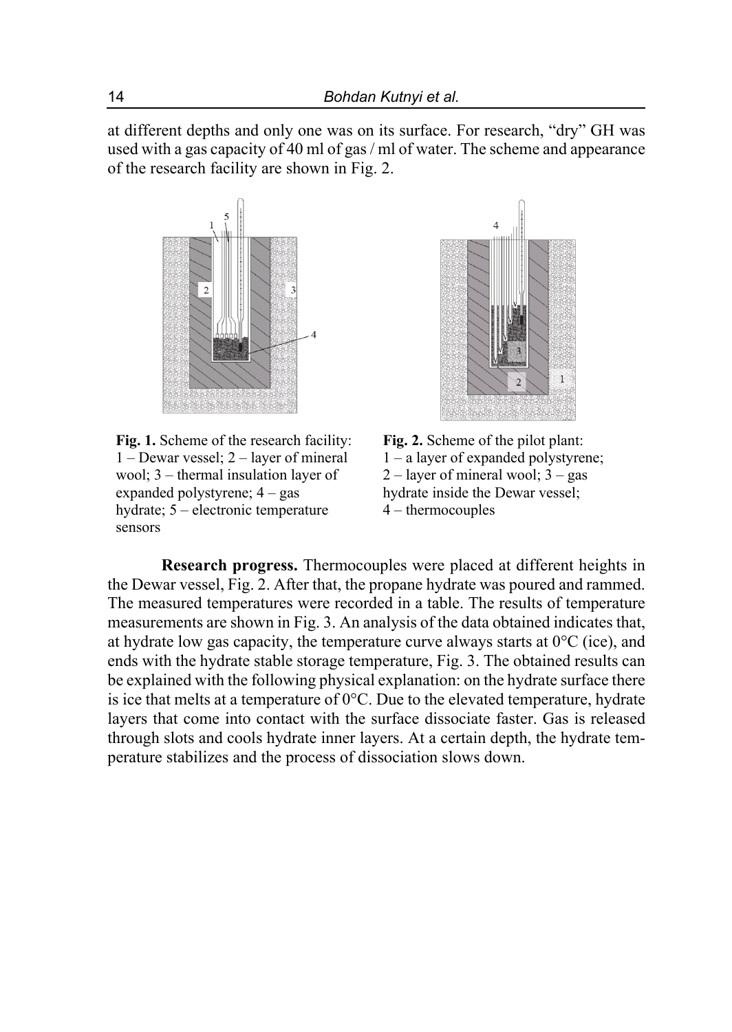at different depths and only one was on its surface. For research, "dry" GH was used with a gas capacity of 40 ml of gas / ml of water. The scheme and appearance of the research facility are shown in Fig. 2.

**Fig. 1.** Scheme of the research facility: 1 – Dewar vessel; 2 – layer of mineral wool; 3 – thermal insulation layer of expanded polystyrene; 4 – gas hydrate; 5 – electronic temperature sensors

**Fig. 2.** Scheme of the pilot plant: 1 – a layer of expanded polystyrene; 2 – layer of mineral wool; 3 – gas hydrate inside the Dewar vessel; 4 – thermocouples

**Research progress.** Thermocouples were placed at different heights in the Dewar vessel, Fig. 2. After that, the propane hydrate was poured and rammed. The measured temperatures were recorded in a table. The results of temperature measurements are shown in Fig. 3. An analysis of the data obtained indicates that, at hydrate low gas capacity, the temperature curve always starts at 0°C (ice), and ends with the hydrate stable storage temperature, Fig. 3. The obtained results can be explained with the following physical explanation: on the hydrate surface there is ice that melts at a temperature of 0°C. Due to the elevated temperature, hydrate layers that come into contact with the surface dissociate faster. Gas is released through slots and cools hydrate inner layers. At a certain depth, the hydrate temperature stabilizes and the process of dissociation slows down.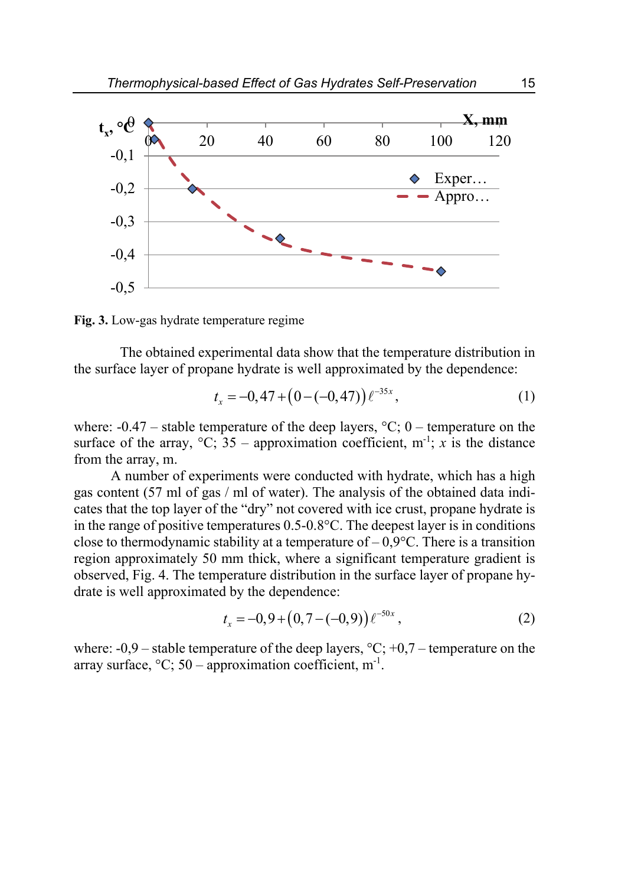**Fig. 3.** Low-gas hydrate temperature regime

The obtained experimental data show that the temperature distribution in the surface layer of propane hydrate is well approximated by the dependence:

$$t_x = -0{,}47 + \left(0 - (-0{,}47)\right)\ell^{-35x}, \tag{1}$$

where: -0.47 – stable temperature of the deep layers, °C; 0 – temperature on the surface of the array, °C; 35 – approximation coefficient, m$^{-1}$; $x$ is the distance from the array, m.

A number of experiments were conducted with hydrate, which has a high gas content (57 ml of gas / ml of water). The analysis of the obtained data indicates that the top layer of the "dry" not covered with ice crust, propane hydrate is in the range of positive temperatures 0.5-0.8°C. The deepest layer is in conditions close to thermodynamic stability at a temperature of – 0,9°C. There is a transition region approximately 50 mm thick, where a significant temperature gradient is observed, Fig. 4. The temperature distribution in the surface layer of propane hydrate is well approximated by the dependence:

$$t_x = -0{,}9 + \left(0{,}7 - (-0{,}9)\right)\ell^{-50x}, \tag{2}$$

where: -0,9 – stable temperature of the deep layers, °C; +0,7 – temperature on the array surface, °C; 50 – approximation coefficient, m$^{-1}$.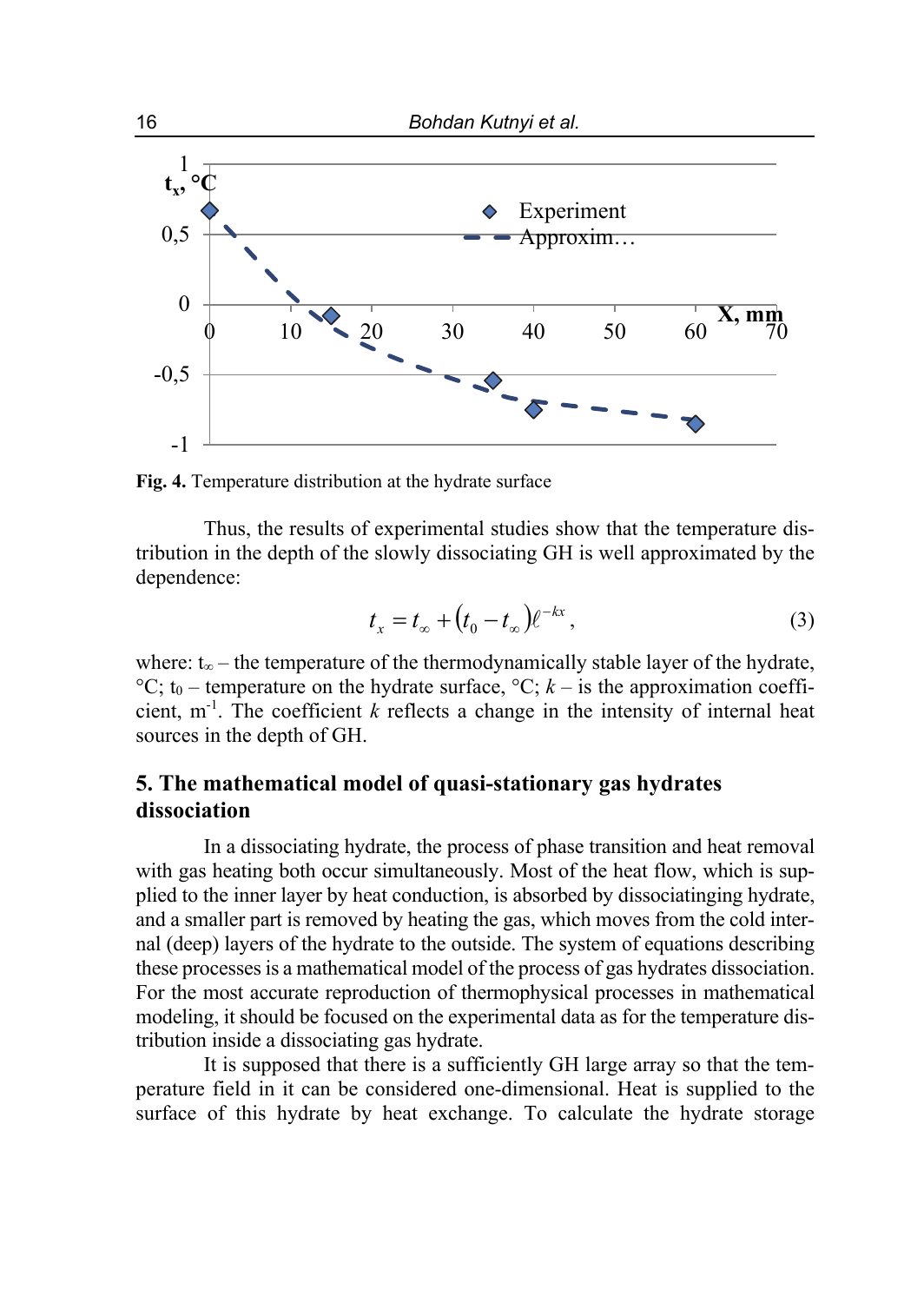**Fig. 4.** Temperature distribution at the hydrate surface

Thus, the results of experimental studies show that the temperature distribution in the depth of the slowly dissociating GH is well approximated by the dependence:

$$t_x = t_\infty + (t_0 - t_\infty)\ell^{-kx}, \tag{3}$$

where: $t_\infty$ – the temperature of the thermodynamically stable layer of the hydrate, °C; $t_0$ – temperature on the hydrate surface, °C; $k$ – is the approximation coefficient, $m^{-1}$. The coefficient $k$ reflects a change in the intensity of internal heat sources in the depth of GH.

## 5. The mathematical model of quasi-stationary gas hydrates dissociation

In a dissociating hydrate, the process of phase transition and heat removal with gas heating both occur simultaneously. Most of the heat flow, which is supplied to the inner layer by heat conduction, is absorbed by dissociatinging hydrate, and a smaller part is removed by heating the gas, which moves from the cold internal (deep) layers of the hydrate to the outside. The system of equations describing these processes is a mathematical model of the process of gas hydrates dissociation. For the most accurate reproduction of thermophysical processes in mathematical modeling, it should be focused on the experimental data as for the temperature distribution inside a dissociating gas hydrate.

It is supposed that there is a sufficiently GH large array so that the temperature field in it can be considered one-dimensional. Heat is supplied to the surface of this hydrate by heat exchange. To calculate the hydrate storage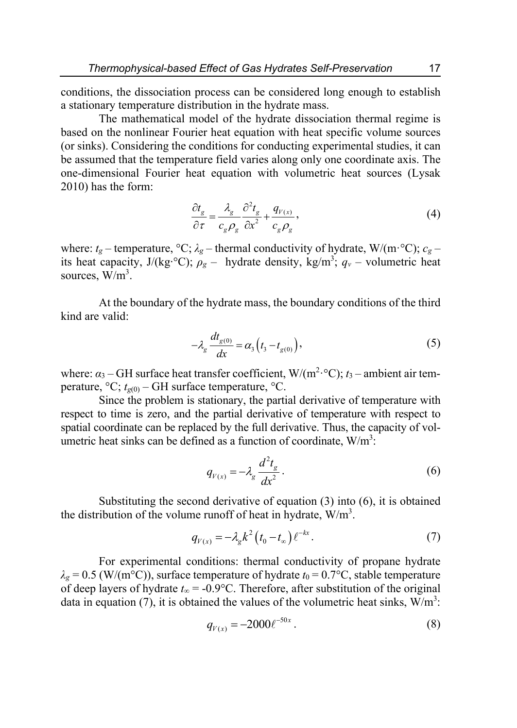conditions, the dissociation process can be considered long enough to establish a stationary temperature distribution in the hydrate mass.

The mathematical model of the hydrate dissociation thermal regime is based on the nonlinear Fourier heat equation with heat specific volume sources (or sinks). Considering the conditions for conducting experimental studies, it can be assumed that the temperature field varies along only one coordinate axis. The one-dimensional Fourier heat equation with volumetric heat sources (Lysak 2010) has the form:

$$\frac{\partial t_g}{\partial \tau} = \frac{\lambda_g}{c_g \rho_g} \frac{\partial^2 t_g}{\partial x^2} + \frac{q_{V(x)}}{c_g \rho_g}, \tag{4}$$

where: $t_g$ – temperature, °C; $\lambda_g$ – thermal conductivity of hydrate, W/(m·°C); $c_g$ – its heat capacity, J/(kg·°C); $\rho_g$ – hydrate density, kg/m$^3$; $q_v$ – volumetric heat sources, W/m$^3$.

At the boundary of the hydrate mass, the boundary conditions of the third kind are valid:

$$-\lambda_g \frac{dt_{g(0)}}{dx} = \alpha_3 \left( t_3 - t_{g(0)} \right), \tag{5}$$

where: $\alpha_3$ – GH surface heat transfer coefficient, W/(m$^2$·°C); $t_3$ – ambient air temperature, °C; $t_{g(0)}$ – GH surface temperature, °C.

Since the problem is stationary, the partial derivative of temperature with respect to time is zero, and the partial derivative of temperature with respect to spatial coordinate can be replaced by the full derivative. Thus, the capacity of volumetric heat sinks can be defined as a function of coordinate, W/m$^3$:

$$q_{V(x)} = -\lambda_g \frac{d^2 t_g}{dx^2}. \tag{6}$$

Substituting the second derivative of equation (3) into (6), it is obtained the distribution of the volume runoff of heat in hydrate, W/m$^3$.

$$q_{V(x)} = -\lambda_g k^2 \left( t_0 - t_\infty \right) \ell^{-kx}. \tag{7}$$

For experimental conditions: thermal conductivity of propane hydrate $\lambda_g = 0.5$ (W/(m°C)), surface temperature of hydrate $t_0 = 0.7$°C, stable temperature of deep layers of hydrate $t_\infty = -0.9$°C. Therefore, after substitution of the original data in equation (7), it is obtained the values of the volumetric heat sinks, W/m$^3$:

$$q_{V(x)} = -2000 \ell^{-50x}. \tag{8}$$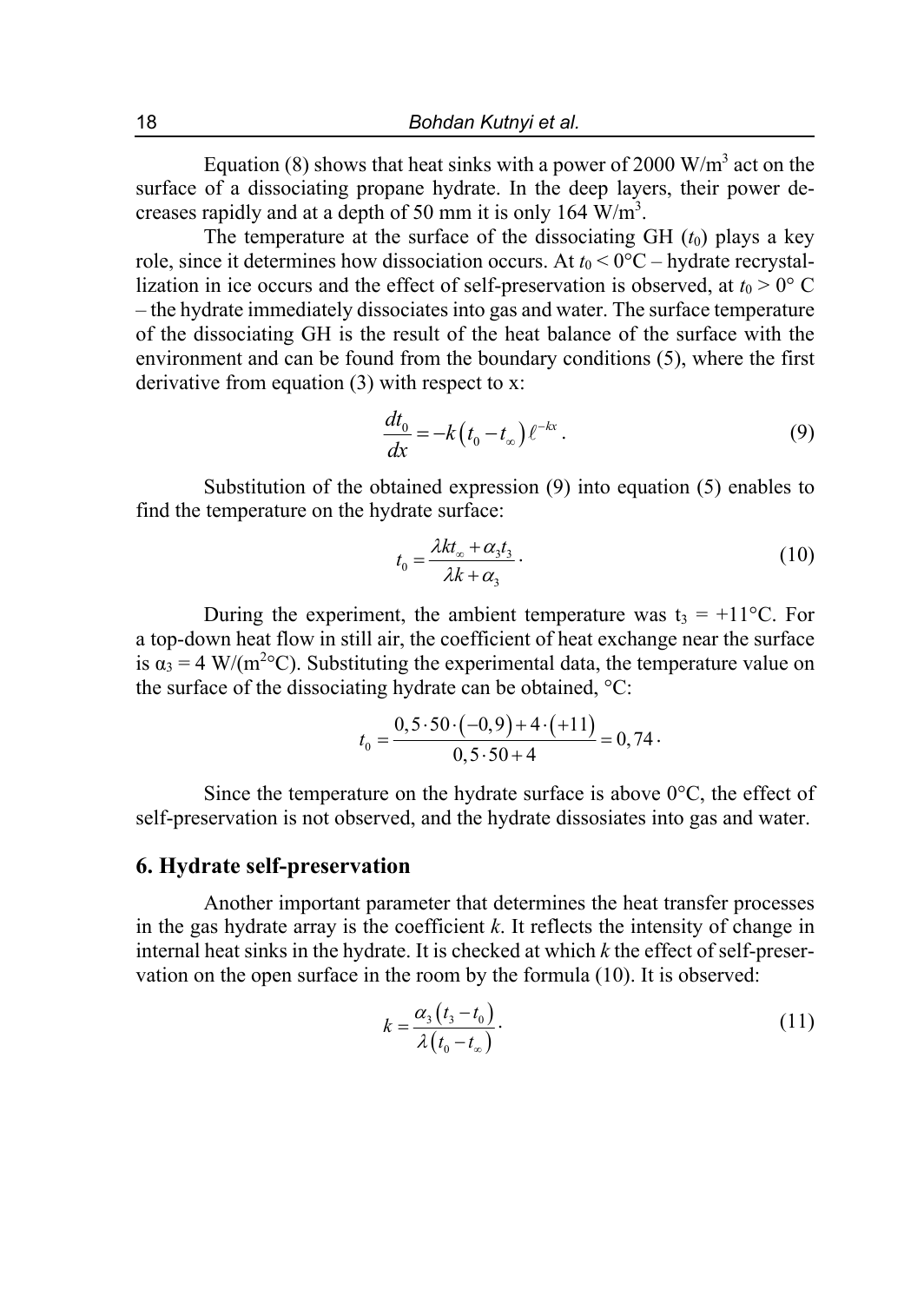Equation (8) shows that heat sinks with a power of 2000 W/m$^3$ act on the surface of a dissociating propane hydrate. In the deep layers, their power decreases rapidly and at a depth of 50 mm it is only 164 W/m$^3$.

The temperature at the surface of the dissociating GH ($t_0$) plays a key role, since it determines how dissociation occurs. At $t_0 < 0$°C – hydrate recrystallization in ice occurs and the effect of self-preservation is observed, at $t_0 > 0$° C – the hydrate immediately dissociates into gas and water. The surface temperature of the dissociating GH is the result of the heat balance of the surface with the environment and can be found from the boundary conditions (5), where the first derivative from equation (3) with respect to x:

$$\frac{dt_0}{dx} = -k\left(t_0 - t_\infty\right)\ell^{-kx}. \tag{9}$$

Substitution of the obtained expression (9) into equation (5) enables to find the temperature on the hydrate surface:

$$t_0 = \frac{\lambda k t_\infty + \alpha_3 t_3}{\lambda k + \alpha_3}. \tag{10}$$

During the experiment, the ambient temperature was $t_3 = +11$°C. For a top-down heat flow in still air, the coefficient of heat exchange near the surface is $\alpha_3 = 4$ W/(m$^2$°C). Substituting the experimental data, the temperature value on the surface of the dissociating hydrate can be obtained, °C:

$$t_0 = \frac{0,5 \cdot 50 \cdot \left(-0,9\right) + 4 \cdot \left(+11\right)}{0,5 \cdot 50 + 4} = 0,74 \cdot$$

Since the temperature on the hydrate surface is above 0°C, the effect of self-preservation is not observed, and the hydrate dissosiates into gas and water.

## 6. Hydrate self-preservation

Another important parameter that determines the heat transfer processes in the gas hydrate array is the coefficient *k*. It reflects the intensity of change in internal heat sinks in the hydrate. It is checked at which *k* the effect of self-preservation on the open surface in the room by the formula (10). It is observed:

$$k = \frac{\alpha_3\left(t_3 - t_0\right)}{\lambda\left(t_0 - t_\infty\right)}. \tag{11}$$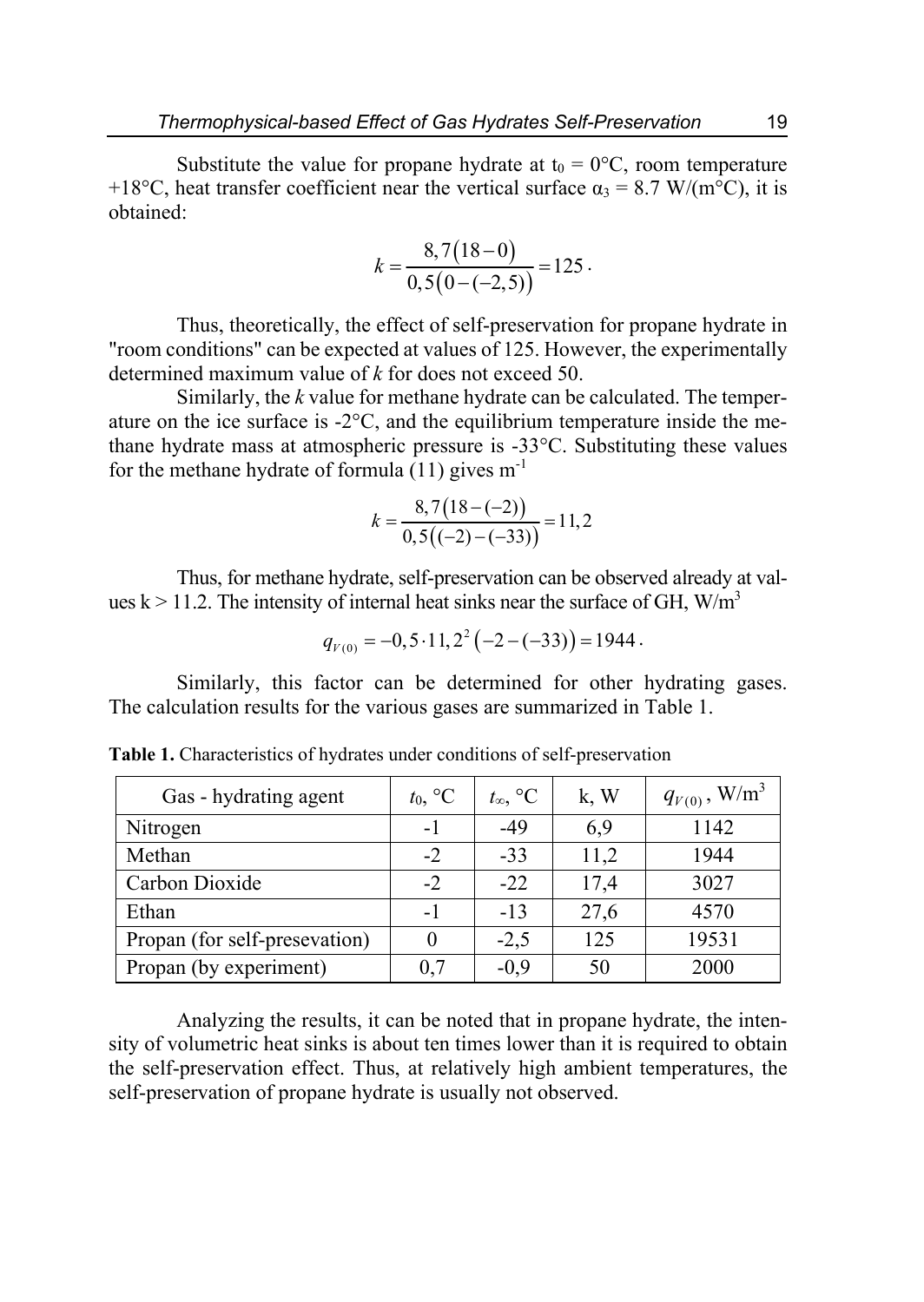Substitute the value for propane hydrate at $t_0 = 0°C$, room temperature $+18°C$, heat transfer coefficient near the vertical surface $\alpha_3 = 8.7$ W/(m°C), it is obtained:

$$k = \frac{8,7(18-0)}{0,5(0-(-2,5))} = 125 \,.$$

Thus, theoretically, the effect of self-preservation for propane hydrate in "room conditions" can be expected at values of 125. However, the experimentally determined maximum value of *k* for does not exceed 50.

Similarly, the *k* value for methane hydrate can be calculated. The temperature on the ice surface is -2°C, and the equilibrium temperature inside the methane hydrate mass at atmospheric pressure is -33°C. Substituting these values for the methane hydrate of formula (11) gives $m^{-1}$

$$k = \frac{8,7(18-(-2))}{0,5((-2)-(-33))} = 11,2$$

Thus, for methane hydrate, self-preservation can be observed already at values $k > 11.2$. The intensity of internal heat sinks near the surface of GH, W/m$^3$

$$q_{V(0)} = -0,5 \cdot 11,2^2 \left(-2-(-33)\right) = 1944 \,.$$

Similarly, this factor can be determined for other hydrating gases. The calculation results for the various gases are summarized in Table 1.

**Table 1.** Characteristics of hydrates under conditions of self-preservation

| Gas - hydrating agent | $t_0$, °C | $t_\infty$, °C | k, W | $q_{V(0)}$, W/m$^3$ |
|---|---|---|---|---|
| Nitrogen | -1 | -49 | 6,9 | 1142 |
| Methan | -2 | -33 | 11,2 | 1944 |
| Carbon Dioxide | -2 | -22 | 17,4 | 3027 |
| Ethan | -1 | -13 | 27,6 | 4570 |
| Propan (for self-presevation) | 0 | -2,5 | 125 | 19531 |
| Propan (by experiment) | 0,7 | -0,9 | 50 | 2000 |

Analyzing the results, it can be noted that in propane hydrate, the intensity of volumetric heat sinks is about ten times lower than it is required to obtain the self-preservation effect. Thus, at relatively high ambient temperatures, the self-preservation of propane hydrate is usually not observed.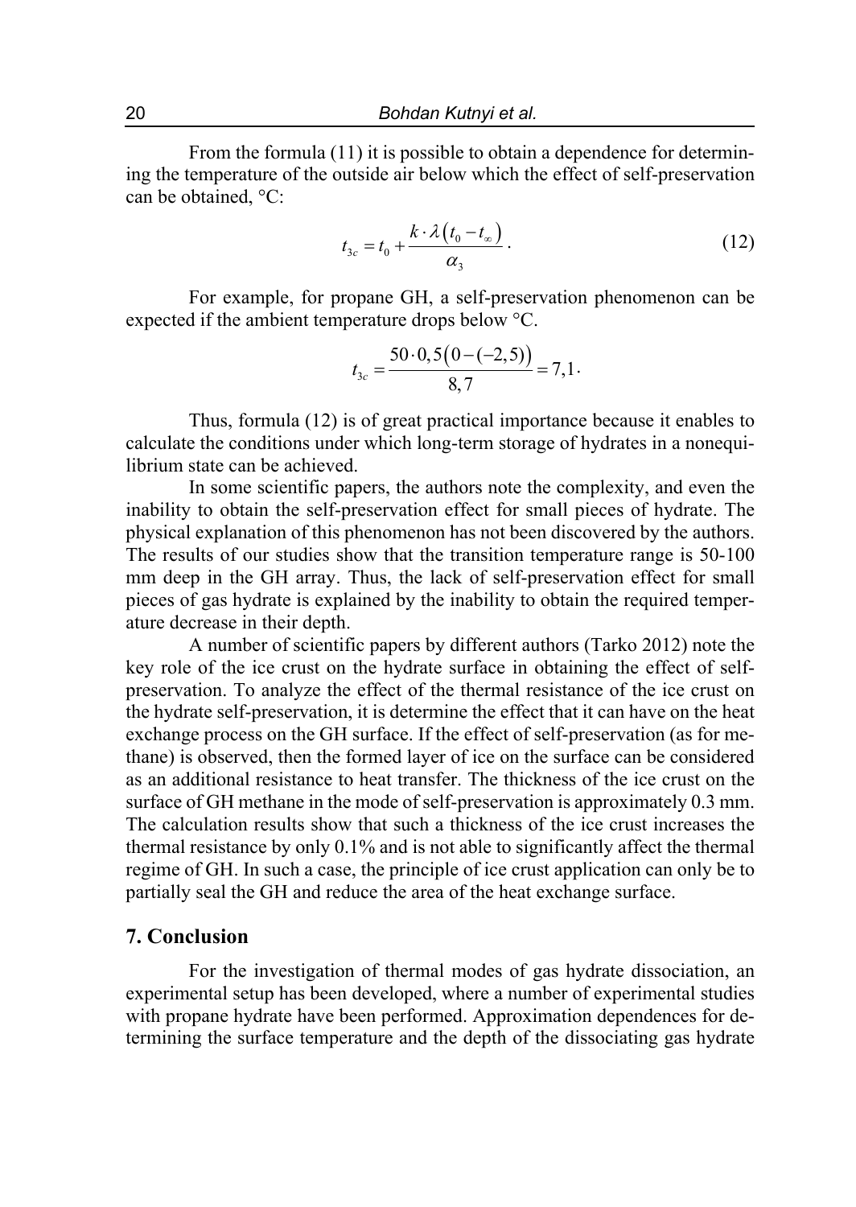From the formula (11) it is possible to obtain a dependence for determining the temperature of the outside air below which the effect of self-preservation can be obtained, °C:

$$t_{3c} = t_0 + \frac{k \cdot \lambda \left(t_0 - t_\infty\right)}{\alpha_3}. \tag{12}$$

For example, for propane GH, a self-preservation phenomenon can be expected if the ambient temperature drops below °C.

$$t_{3c} = \frac{50 \cdot 0{,}5\left(0-(-2{,}5)\right)}{8{,}7} = 7{,}1 \cdot$$

Thus, formula (12) is of great practical importance because it enables to calculate the conditions under which long-term storage of hydrates in a nonequilibrium state can be achieved.

In some scientific papers, the authors note the complexity, and even the inability to obtain the self-preservation effect for small pieces of hydrate. The physical explanation of this phenomenon has not been discovered by the authors. The results of our studies show that the transition temperature range is 50-100 mm deep in the GH array. Thus, the lack of self-preservation effect for small pieces of gas hydrate is explained by the inability to obtain the required temperature decrease in their depth.

A number of scientific papers by different authors (Tarko 2012) note the key role of the ice crust on the hydrate surface in obtaining the effect of self-preservation. To analyze the effect of the thermal resistance of the ice crust on the hydrate self-preservation, it is determine the effect that it can have on the heat exchange process on the GH surface. If the effect of self-preservation (as for methane) is observed, then the formed layer of ice on the surface can be considered as an additional resistance to heat transfer. The thickness of the ice crust on the surface of GH methane in the mode of self-preservation is approximately 0.3 mm. The calculation results show that such a thickness of the ice crust increases the thermal resistance by only 0.1% and is not able to significantly affect the thermal regime of GH. In such a case, the principle of ice crust application can only be to partially seal the GH and reduce the area of the heat exchange surface.

## 7. Conclusion

For the investigation of thermal modes of gas hydrate dissociation, an experimental setup has been developed, where a number of experimental studies with propane hydrate have been performed. Approximation dependences for determining the surface temperature and the depth of the dissociating gas hydrate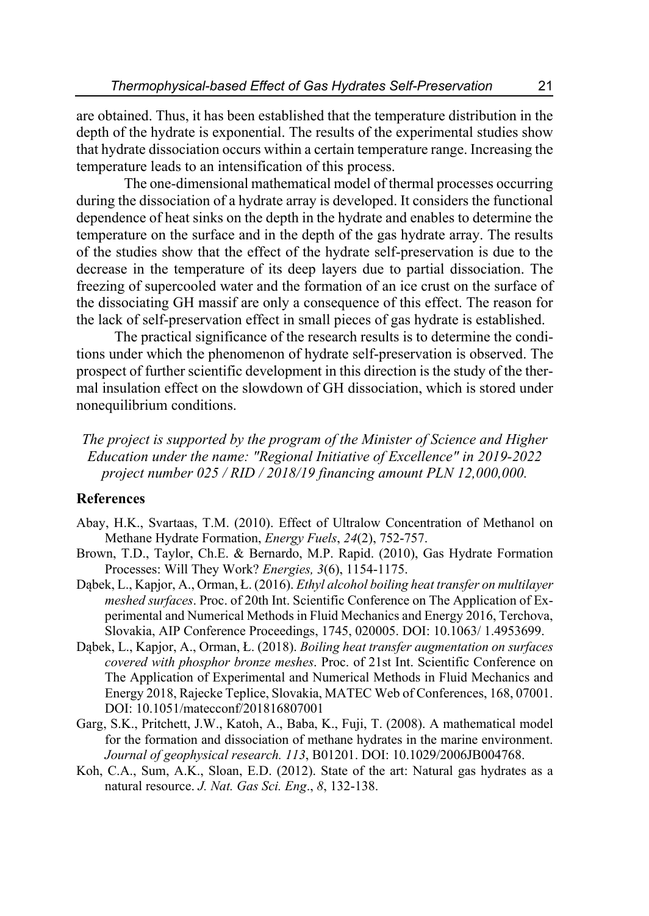are obtained. Thus, it has been established that the temperature distribution in the depth of the hydrate is exponential. The results of the experimental studies show that hydrate dissociation occurs within a certain temperature range. Increasing the temperature leads to an intensification of this process.

The one-dimensional mathematical model of thermal processes occurring during the dissociation of a hydrate array is developed. It considers the functional dependence of heat sinks on the depth in the hydrate and enables to determine the temperature on the surface and in the depth of the gas hydrate array. The results of the studies show that the effect of the hydrate self-preservation is due to the decrease in the temperature of its deep layers due to partial dissociation. The freezing of supercooled water and the formation of an ice crust on the surface of the dissociating GH massif are only a consequence of this effect. The reason for the lack of self-preservation effect in small pieces of gas hydrate is established.

The practical significance of the research results is to determine the conditions under which the phenomenon of hydrate self-preservation is observed. The prospect of further scientific development in this direction is the study of the thermal insulation effect on the slowdown of GH dissociation, which is stored under nonequilibrium conditions.

*The project is supported by the program of the Minister of Science and Higher Education under the name: "Regional Initiative of Excellence" in 2019-2022 project number 025 / RID / 2018/19 financing amount PLN 12,000,000.*

## References

Abay, H.K., Svartaas, T.M. (2010). Effect of Ultralow Concentration of Methanol on Methane Hydrate Formation, *Energy Fuels*, *24*(2), 752-757.

Brown, T.D., Taylor, Ch.E. & Bernardo, M.P. Rapid. (2010), Gas Hydrate Formation Processes: Will They Work? *Energies, 3*(6), 1154-1175.

Dąbek, L., Kapjor, A., Orman, Ł. (2016). *Ethyl alcohol boiling heat transfer on multilayer meshed surfaces*. Proc. of 20th Int. Scientific Conference on The Application of Experimental and Numerical Methods in Fluid Mechanics and Energy 2016, Terchova, Slovakia, AIP Conference Proceedings, 1745, 020005. DOI: 10.1063/ 1.4953699.

Dąbek, L., Kapjor, A., Orman, Ł. (2018). *Boiling heat transfer augmentation on surfaces covered with phosphor bronze meshes*. Proc. of 21st Int. Scientific Conference on The Application of Experimental and Numerical Methods in Fluid Mechanics and Energy 2018, Rajecke Teplice, Slovakia, MATEC Web of Conferences, 168, 07001. DOI: 10.1051/matecconf/201816807001

Garg, S.K., Pritchett, J.W., Katoh, A., Baba, K., Fuji, T. (2008). A mathematical model for the formation and dissociation of methane hydrates in the marine environment. *Journal of geophysical research. 113*, B01201. DOI: 10.1029/2006JB004768.

Koh, C.A., Sum, A.K., Sloan, E.D. (2012). State of the art: Natural gas hydrates as a natural resource. *J. Nat. Gas Sci. Eng*., *8*, 132-138.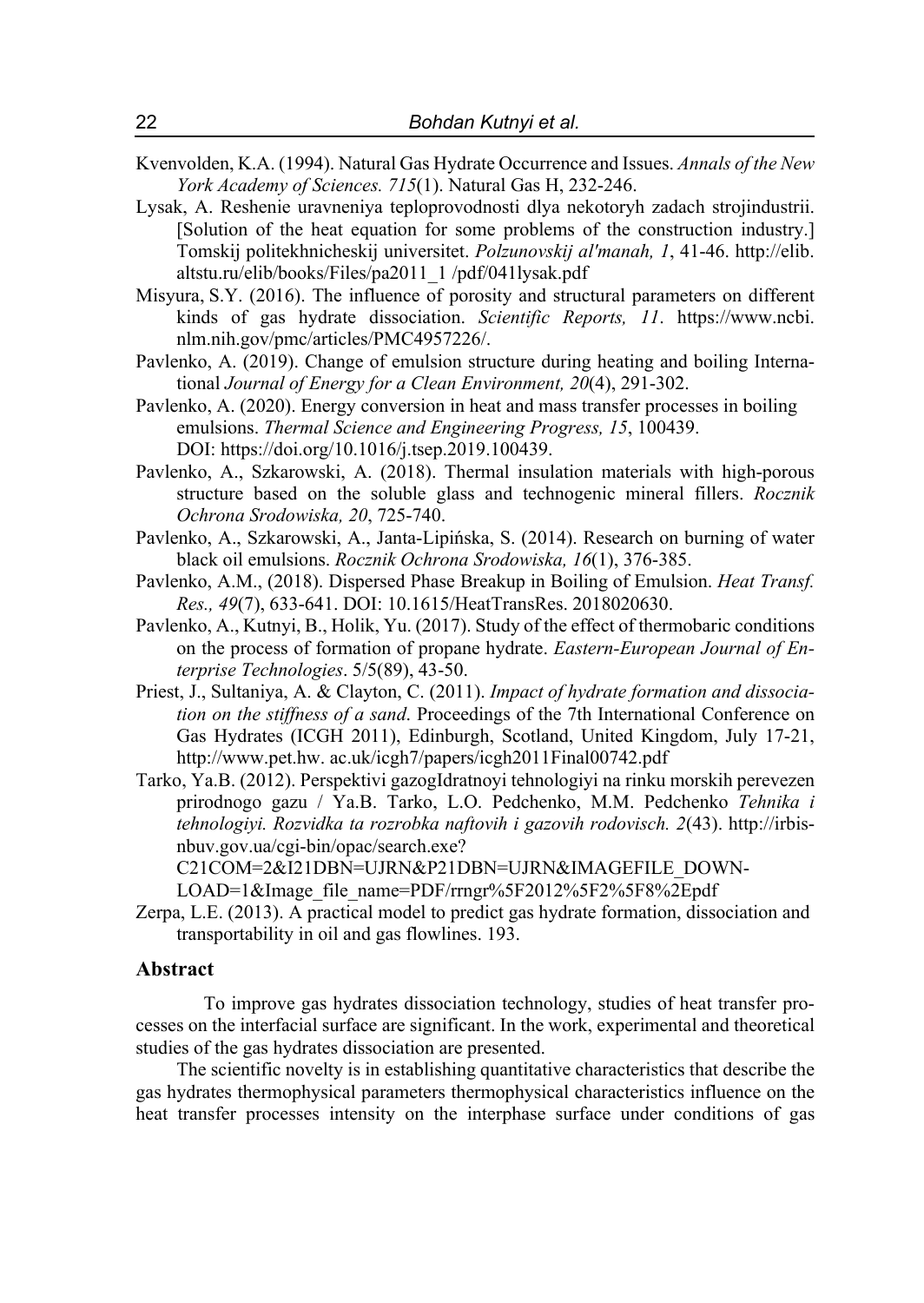Kvenvolden, K.A. (1994). Natural Gas Hydrate Occurrence and Issues. *Annals of the New York Academy of Sciences. 715*(1). Natural Gas H, 232-246.

Lysak, A. Reshenie uravneniya teploprovodnosti dlya nekotoryh zadach strojindustrii. [Solution of the heat equation for some problems of the construction industry.] Tomskij politekhnicheskij universitet. *Polzunovskij al'manah, 1*, 41-46. http://elib.altstu.ru/elib/books/Files/pa2011_1 /pdf/041lysak.pdf

Misyura, S.Y. (2016). The influence of porosity and structural parameters on different kinds of gas hydrate dissociation. *Scientific Reports, 11*. https://www.ncbi.nlm.nih.gov/pmc/articles/PMC4957226/.

Pavlenko, A. (2019). Change of emulsion structure during heating and boiling International *Journal of Energy for a Clean Environment, 20*(4), 291-302.

Pavlenko, A. (2020). Energy conversion in heat and mass transfer processes in boiling emulsions. *Thermal Science and Engineering Progress, 15*, 100439. DOI: https://doi.org/10.1016/j.tsep.2019.100439.

Pavlenko, A., Szkarowski, A. (2018). Thermal insulation materials with high-porous structure based on the soluble glass and technogenic mineral fillers. *Rocznik Ochrona Srodowiska, 20*, 725-740.

Pavlenko, A., Szkarowski, A., Janta-Lipińska, S. (2014). Research on burning of water black oil emulsions. *Rocznik Ochrona Srodowiska, 16*(1), 376-385.

Pavlenko, A.M., (2018). Dispersed Phase Breakup in Boiling of Emulsion. *Heat Transf. Res., 49*(7), 633-641. DOI: 10.1615/HeatTransRes. 2018020630.

Pavlenko, A., Kutnyi, B., Holik, Yu. (2017). Study of the effect of thermobaric conditions on the process of formation of propane hydrate. *Eastern-European Journal of Enterprise Technologies*. 5/5(89), 43-50.

Priest, J., Sultaniya, A. & Clayton, C. (2011). *Impact of hydrate formation and dissociation on the stiffness of a sand*. Proceedings of the 7th International Conference on Gas Hydrates (ICGH 2011), Edinburgh, Scotland, United Kingdom, July 17-21, http://www.pet.hw. ac.uk/icgh7/papers/icgh2011Final00742.pdf

Tarko, Ya.B. (2012). Perspektivi gazogIdratnoyi tehnologiyi na rinku morskih perevezen prirodnogo gazu / Ya.B. Tarko, L.O. Pedchenko, M.M. Pedchenko *Tehnika i tehnologiyi. Rozvidka ta rozrobka naftovih i gazovih rodovisch. 2*(43). http://irbis-nbuv.gov.ua/cgi-bin/opac/search.exe? C21COM=2&I21DBN=UJRN&P21DBN=UJRN&IMAGEFILE_DOWNLOAD=1&Image_file_name=PDF/rrngr%5F2012%5F2%5F8%2Epdf

Zerpa, L.E. (2013). A practical model to predict gas hydrate formation, dissociation and transportability in oil and gas flowlines. 193.

## Abstract

To improve gas hydrates dissociation technology, studies of heat transfer processes on the interfacial surface are significant. In the work, experimental and theoretical studies of the gas hydrates dissociation are presented.

The scientific novelty is in establishing quantitative characteristics that describe the gas hydrates thermophysical parameters thermophysical characteristics influence on the heat transfer processes intensity on the interphase surface under conditions of gas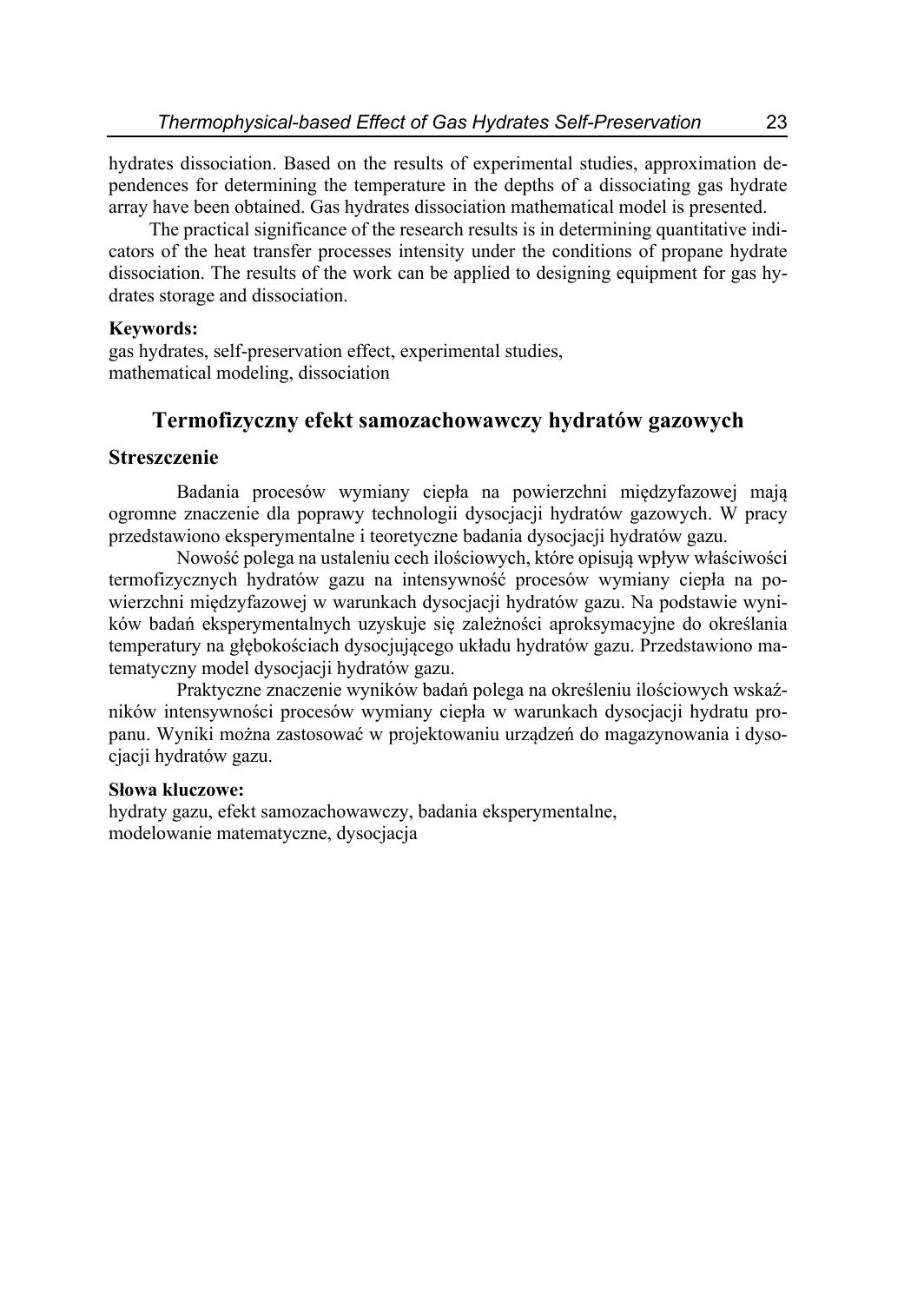hydrates dissociation. Based on the results of experimental studies, approximation dependences for determining the temperature in the depths of a dissociating gas hydrate array have been obtained. Gas hydrates dissociation mathematical model is presented.

The practical significance of the research results is in determining quantitative indicators of the heat transfer processes intensity under the conditions of propane hydrate dissociation. The results of the work can be applied to designing equipment for gas hydrates storage and dissociation.

**Keywords:**
gas hydrates, self-preservation effect, experimental studies,
mathematical modeling, dissociation

## Termofizyczny efekt samozachowawczy hydratów gazowych

### Streszczenie

Badania procesów wymiany ciepła na powierzchni międzyfazowej mają ogromne znaczenie dla poprawy technologii dysocjacji hydratów gazowych. W pracy przedstawiono eksperymentalne i teoretyczne badania dysocjacji hydratów gazu.

Nowość polega na ustaleniu cech ilościowych, które opisują wpływ właściwości termofizycznych hydratów gazu na intensywność procesów wymiany ciepła na powierzchni międzyfazowej w warunkach dysocjacji hydratów gazu. Na podstawie wyników badań eksperymentalnych uzyskuje się zależności aproksymacyjne do określania temperatury na głębokościach dysocjującego układu hydratów gazu. Przedstawiono matematyczny model dysocjacji hydratów gazu.

Praktyczne znaczenie wyników badań polega na określeniu ilościowych wskaźników intensywności procesów wymiany ciepła w warunkach dysocjacji hydratu propanu. Wyniki można zastosować w projektowaniu urządzeń do magazynowania i dysocjacji hydratów gazu.

**Słowa kluczowe:**
hydraty gazu, efekt samozachowawczy, badania eksperymentalne,
modelowanie matematyczne, dysocjacja